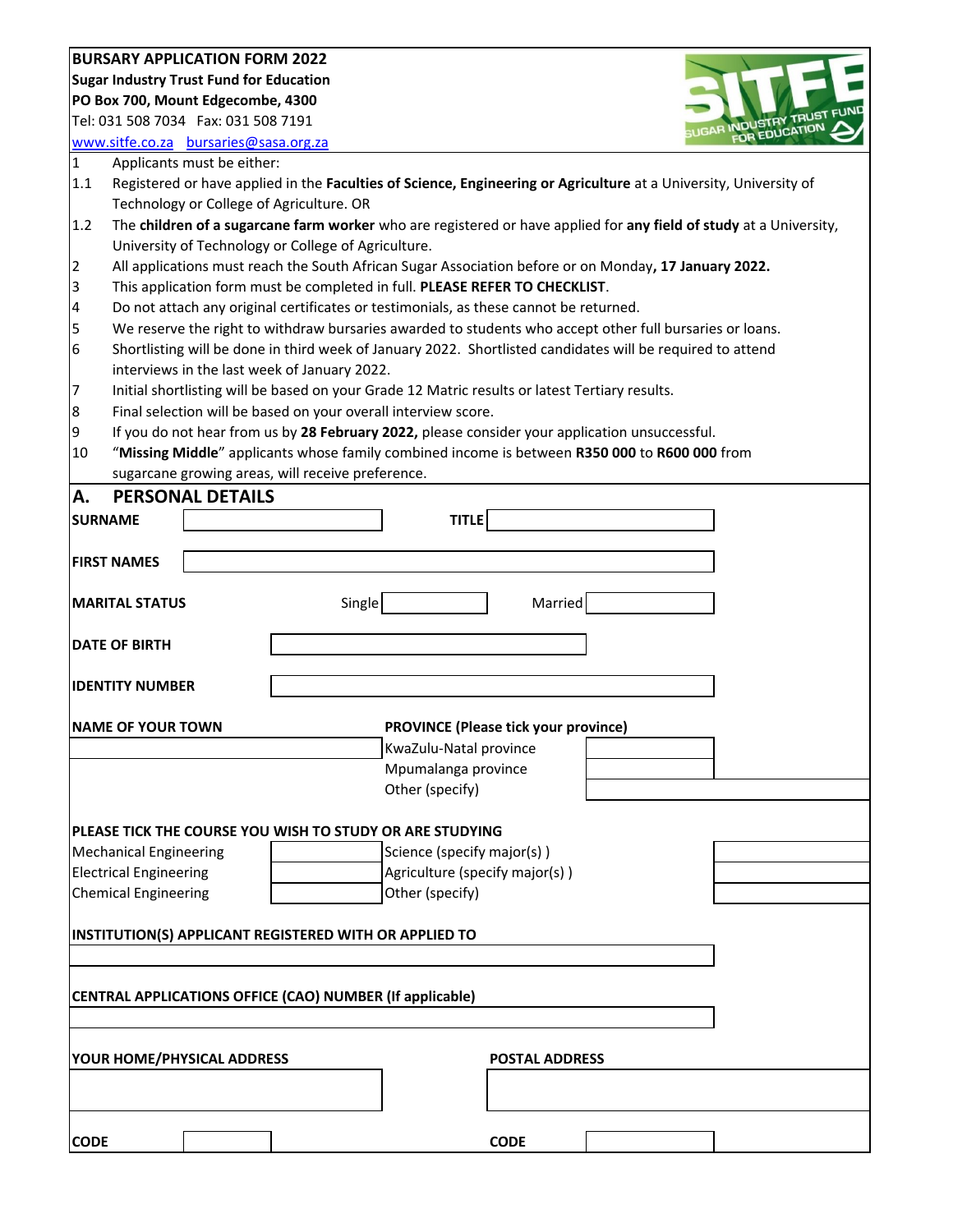**BURSARY APPLICATION FORM 2022**
**Sugar Industry Trust Fund for Education**
**PO Box 700, Mount Edgecombe, 4300**
Tel: 031 508 7034 Fax: 031 508 7191
www.sitfe.co.za bursaries@sasa.org.za

1 Applicants must be either:

1.1 Registered or have applied in the **Faculties of Science, Engineering or Agriculture** at a University, University of Technology or College of Agriculture. OR

1.2 The **children of a sugarcane farm worker** who are registered or have applied for **any field of study** at a University, University of Technology or College of Agriculture.

2 All applications must reach the South African Sugar Association before or on Monday**, 17 January 2022.**

3 This application form must be completed in full. **PLEASE REFER TO CHECKLIST**.

4 Do not attach any original certificates or testimonials, as these cannot be returned.

5 We reserve the right to withdraw bursaries awarded to students who accept other full bursaries or loans.

6 Shortlisting will be done in third week of January 2022. Shortlisted candidates will be required to attend interviews in the last week of January 2022.

7 Initial shortlisting will be based on your Grade 12 Matric results or latest Tertiary results.

8 Final selection will be based on your overall interview score.

9 If you do not hear from us by **28 February 2022,** please consider your application unsuccessful.

10 "**Missing Middle**" applicants whose family combined income is between **R350 000** to **R600 000** from sugarcane growing areas, will receive preference.

## A. PERSONAL DETAILS

**SURNAME** ____________ **TITLE** ____________

**FIRST NAMES** ____________

**MARITAL STATUS** Single ______ Married ______

**DATE OF BIRTH** ____________

**IDENTITY NUMBER** ____________

**NAME OF YOUR TOWN** ____________

**PROVINCE (Please tick your province)**

| Province | |
|---|---|
| KwaZulu-Natal province | |
| Mpumalanga province | |
| Other (specify) | |

**PLEASE TICK THE COURSE YOU WISH TO STUDY OR ARE STUDYING**

| Course | | Course | |
|---|---|---|---|
| Mechanical Engineering | | Science (specify major(s) ) | |
| Electrical Engineering | | Agriculture (specify major(s) ) | |
| Chemical Engineering | | Other (specify) | |

**INSTITUTION(S) APPLICANT REGISTERED WITH OR APPLIED TO**

____________

**CENTRAL APPLICATIONS OFFICE (CAO) NUMBER (If applicable)**

____________

**YOUR HOME/PHYSICAL ADDRESS** ____________

**POSTAL ADDRESS** ____________

**CODE** ______ **CODE** ______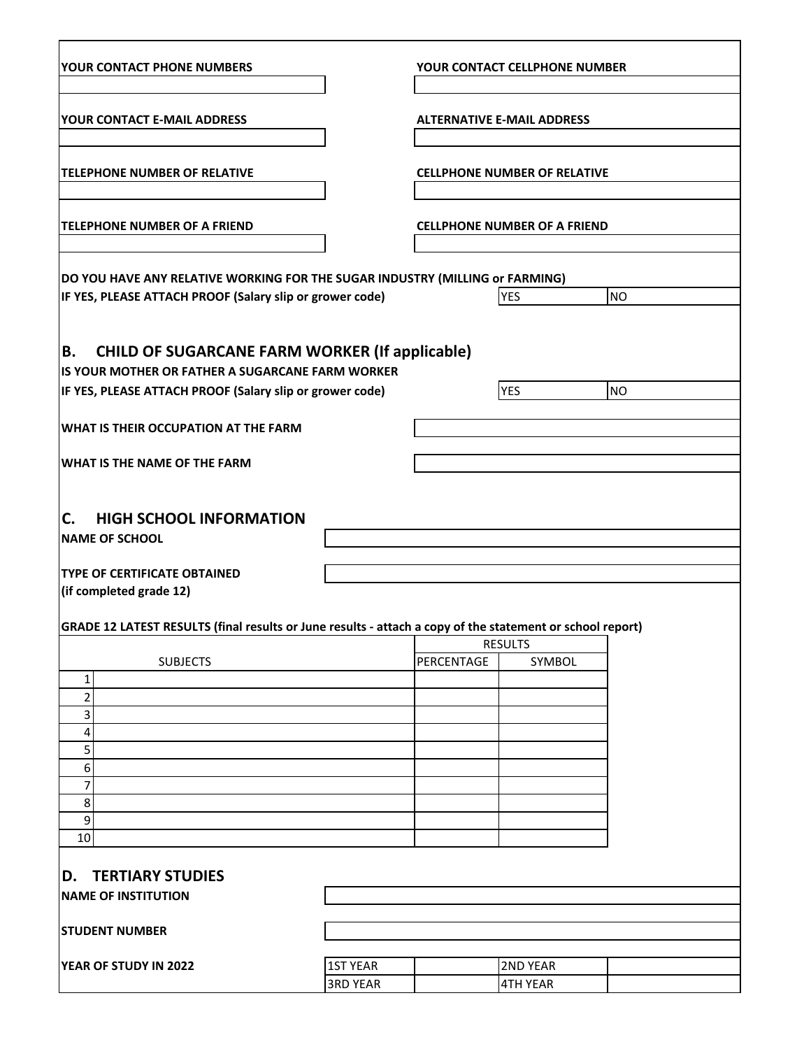**YOUR CONTACT PHONE NUMBERS**

**YOUR CONTACT CELLPHONE NUMBER**

**YOUR CONTACT E-MAIL ADDRESS**

**ALTERNATIVE E-MAIL ADDRESS**

**TELEPHONE NUMBER OF RELATIVE**

**CELLPHONE NUMBER OF RELATIVE**

**TELEPHONE NUMBER OF A FRIEND**

**CELLPHONE NUMBER OF A FRIEND**

**DO YOU HAVE ANY RELATIVE WORKING FOR THE SUGAR INDUSTRY (MILLING or FARMING)**
**IF YES, PLEASE ATTACH PROOF (Salary slip or grower code)**

| YES | NO |
|---|---|

## B. CHILD OF SUGARCANE FARM WORKER (If applicable)

**IS YOUR MOTHER OR FATHER A SUGARCANE FARM WORKER**
**IF YES, PLEASE ATTACH PROOF (Salary slip or grower code)**

| YES | NO |
|---|---|

**WHAT IS THEIR OCCUPATION AT THE FARM**

**WHAT IS THE NAME OF THE FARM**

## C. HIGH SCHOOL INFORMATION

**NAME OF SCHOOL**

**TYPE OF CERTIFICATE OBTAINED**
**(if completed grade 12)**

**GRADE 12 LATEST RESULTS (final results or June results - attach a copy of the statement or school report)**

| | SUBJECTS | RESULTS | |
|---|---|---|---|
| | | PERCENTAGE | SYMBOL |
| 1 | | | |
| 2 | | | |
| 3 | | | |
| 4 | | | |
| 5 | | | |
| 6 | | | |
| 7 | | | |
| 8 | | | |
| 9 | | | |
| 10 | | | |

## D. TERTIARY STUDIES

**NAME OF INSTITUTION**

**STUDENT NUMBER**

**YEAR OF STUDY IN 2022**

| 1ST YEAR | | 2ND YEAR | |
|---|---|---|---|
| 3RD YEAR | | 4TH YEAR | |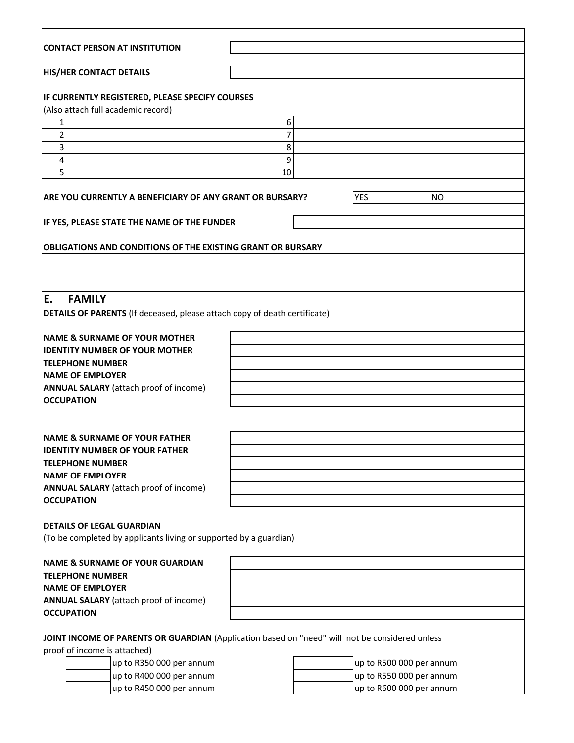| | |
|---|---|
| **CONTACT PERSON AT INSTITUTION** | |
| **HIS/HER CONTACT DETAILS** | |

**IF CURRENTLY REGISTERED, PLEASE SPECIFY COURSES**
(Also attach full academic record)

| | | | |
|---|---|---|---|
| 1 | | 6 | |
| 2 | | 7 | |
| 3 | | 8 | |
| 4 | | 9 | |
| 5 | | 10 | |

**ARE YOU CURRENTLY A BENEFICIARY OF ANY GRANT OR BURSARY?** YES | NO

**IF YES, PLEASE STATE THE NAME OF THE FUNDER**

**OBLIGATIONS AND CONDITIONS OF THE EXISTING GRANT OR BURSARY**

## E. FAMILY

**DETAILS OF PARENTS** (If deceased, please attach copy of death certificate)

| | |
|---|---|
| **NAME & SURNAME OF YOUR MOTHER** | |
| **IDENTITY NUMBER OF YOUR MOTHER** | |
| **TELEPHONE NUMBER** | |
| **NAME OF EMPLOYER** | |
| **ANNUAL SALARY** (attach proof of income) | |
| **OCCUPATION** | |

| | |
|---|---|
| **NAME & SURNAME OF YOUR FATHER** | |
| **IDENTITY NUMBER OF YOUR FATHER** | |
| **TELEPHONE NUMBER** | |
| **NAME OF EMPLOYER** | |
| **ANNUAL SALARY** (attach proof of income) | |
| **OCCUPATION** | |

**DETAILS OF LEGAL GUARDIAN**
(To be completed by applicants living or supported by a guardian)

| | |
|---|---|
| **NAME & SURNAME OF YOUR GUARDIAN** | |
| **TELEPHONE NUMBER** | |
| **NAME OF EMPLOYER** | |
| **ANNUAL SALARY** (attach proof of income) | |
| **OCCUPATION** | |

**JOINT INCOME OF PARENTS OR GUARDIAN** (Application based on "need" will not be considered unless proof of income is attached)

| | | | |
|---|---|---|---|
| | up to R350 000 per annum | | up to R500 000 per annum |
| | up to R400 000 per annum | | up to R550 000 per annum |
| | up to R450 000 per annum | | up to R600 000 per annum |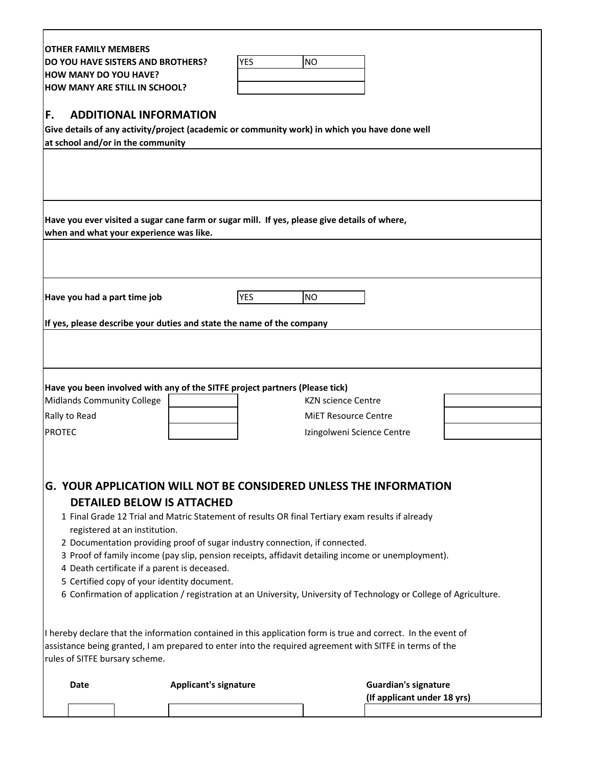**OTHER FAMILY MEMBERS**

| | | |
|---|---|---|
| **DO YOU HAVE SISTERS AND BROTHERS?** | YES | NO |
| **HOW MANY DO YOU HAVE?** | | |
| **HOW MANY ARE STILL IN SCHOOL?** | | |

## F. ADDITIONAL INFORMATION

**Give details of any activity/project (academic or community work) in which you have done well at school and/or in the community**

**Have you ever visited a sugar cane farm or sugar mill. If yes, please give details of where, when and what your experience was like.**

| | | |
|---|---|---|
| **Have you had a part time job** | YES | NO |

**If yes, please describe your duties and state the name of the company**

**Have you been involved with any of the SITFE project partners (Please tick)**

| | | | |
|---|---|---|---|
| Midlands Community College | | KZN science Centre | |
| Rally to Read | | MiET Resource Centre | |
| PROTEC | | Izingolweni Science Centre | |

## G. YOUR APPLICATION WILL NOT BE CONSIDERED UNLESS THE INFORMATION DETAILED BELOW IS ATTACHED

1. Final Grade 12 Trial and Matric Statement of results OR final Tertiary exam results if already registered at an institution.
2. Documentation providing proof of sugar industry connection, if connected.
3. Proof of family income (pay slip, pension receipts, affidavit detailing income or unemployment).
4. Death certificate if a parent is deceased.
5. Certified copy of your identity document.
6. Confirmation of application / registration at an University, University of Technology or College of Agriculture.

I hereby declare that the information contained in this application form is true and correct. In the event of assistance being granted, I am prepared to enter into the required agreement with SITFE in terms of the rules of SITFE bursary scheme.

| **Date** | **Applicant's signature** | **Guardian's signature (If applicant under 18 yrs)** |
|---|---|---|
| | | |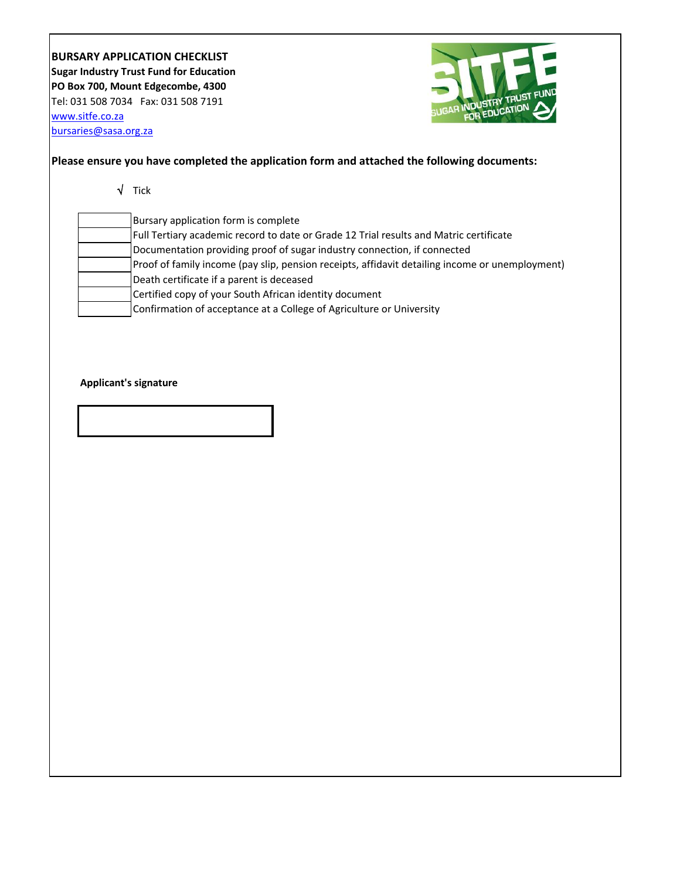**BURSARY APPLICATION CHECKLIST**

**Sugar Industry Trust Fund for Education**

**PO Box 700, Mount Edgecombe, 4300**

Tel: 031 508 7034   Fax: 031 508 7191

www.sitfe.co.za

bursaries@sasa.org.za

**Please ensure you have completed the application form and attached the following documents:**

| √ | Tick |
|---|---|
| | Bursary application form is complete |
| | Full Tertiary academic record to date or Grade 12 Trial results and Matric certificate |
| | Documentation providing proof of sugar industry connection, if connected |
| | Proof of family income (pay slip, pension receipts, affidavit detailing income or unemployment) |
| | Death certificate if a parent is deceased |
| | Certified copy of your South African identity document |
| | Confirmation of acceptance at a College of Agriculture or University |

**Applicant's signature**